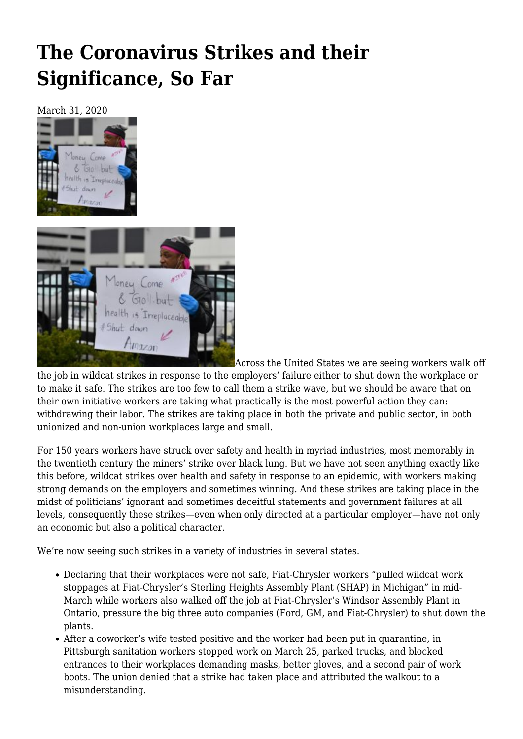# The Coronavirus Strikes and their Significance, So Far

March 31, 2020

Across the United States we are seeing workers walk off the job in wildcat strikes in response to the employers' failure either to shut down the workplace or to make it safe. The strikes are too few to call them a strike wave, but we should be aware that on their own initiative workers are taking what practically is the most powerful action they can: withdrawing their labor. The strikes are taking place in both the private and public sector, in both unionized and non-union workplaces large and small.

For 150 years workers have struck over safety and health in myriad industries, most memorably in the twentieth century the miners' strike over black lung. But we have not seen anything exactly like this before, wildcat strikes over health and safety in response to an epidemic, with workers making strong demands on the employers and sometimes winning. And these strikes are taking place in the midst of politicians' ignorant and sometimes deceitful statements and government failures at all levels, consequently these strikes—even when only directed at a particular employer—have not only an economic but also a political character.

We're now seeing such strikes in a variety of industries in several states.

- Declaring that their workplaces were not safe, Fiat-Chrysler workers "pulled wildcat work stoppages at Fiat-Chrysler's Sterling Heights Assembly Plant (SHAP) in Michigan" in mid-March while workers also walked off the job at Fiat-Chrysler's Windsor Assembly Plant in Ontario, pressure the big three auto companies (Ford, GM, and Fiat-Chrysler) to shut down the plants.
- After a coworker's wife tested positive and the worker had been put in quarantine, in Pittsburgh sanitation workers stopped work on March 25, parked trucks, and blocked entrances to their workplaces demanding masks, better gloves, and a second pair of work boots. The union denied that a strike had taken place and attributed the walkout to a misunderstanding.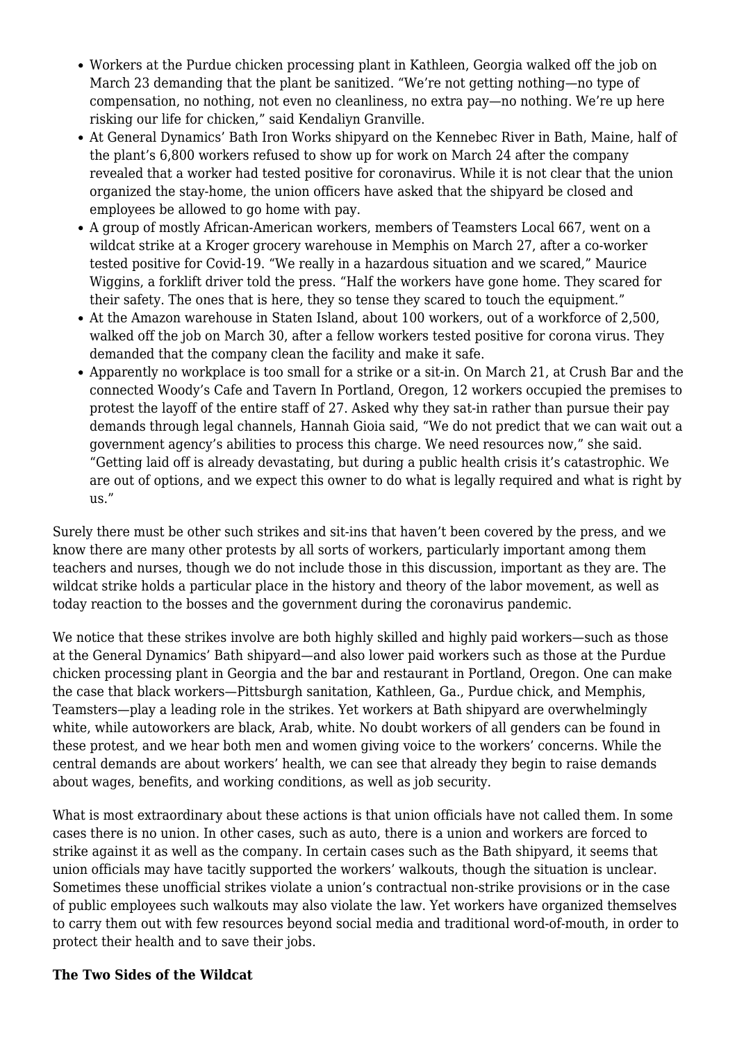- Workers at the Purdue chicken processing plant in Kathleen, Georgia walked off the job on March 23 demanding that the plant be sanitized. "We're not getting nothing—no type of compensation, no nothing, not even no cleanliness, no extra pay—no nothing. We're up here risking our life for chicken," said Kendaliyn Granville.
- At General Dynamics' Bath Iron Works shipyard on the Kennebec River in Bath, Maine, half of the plant's 6,800 workers refused to show up for work on March 24 after the company revealed that a worker had tested positive for coronavirus. While it is not clear that the union organized the stay-home, the union officers have asked that the shipyard be closed and employees be allowed to go home with pay.
- A group of mostly African-American workers, members of Teamsters Local 667, went on a wildcat strike at a Kroger grocery warehouse in Memphis on March 27, after a co-worker tested positive for Covid-19. "We really in a hazardous situation and we scared," Maurice Wiggins, a forklift driver told the press. "Half the workers have gone home. They scared for their safety. The ones that is here, they so tense they scared to touch the equipment."
- At the Amazon warehouse in Staten Island, about 100 workers, out of a workforce of 2,500, walked off the job on March 30, after a fellow workers tested positive for corona virus. They demanded that the company clean the facility and make it safe.
- Apparently no workplace is too small for a strike or a sit-in. On March 21, at Crush Bar and the connected Woody's Cafe and Tavern In Portland, Oregon, 12 workers occupied the premises to protest the layoff of the entire staff of 27. Asked why they sat-in rather than pursue their pay demands through legal channels, Hannah Gioia said, "We do not predict that we can wait out a government agency's abilities to process this charge. We need resources now," she said. "Getting laid off is already devastating, but during a public health crisis it's catastrophic. We are out of options, and we expect this owner to do what is legally required and what is right by us."

Surely there must be other such strikes and sit-ins that haven't been covered by the press, and we know there are many other protests by all sorts of workers, particularly important among them teachers and nurses, though we do not include those in this discussion, important as they are. The wildcat strike holds a particular place in the history and theory of the labor movement, as well as today reaction to the bosses and the government during the coronavirus pandemic.

We notice that these strikes involve are both highly skilled and highly paid workers—such as those at the General Dynamics' Bath shipyard—and also lower paid workers such as those at the Purdue chicken processing plant in Georgia and the bar and restaurant in Portland, Oregon. One can make the case that black workers—Pittsburgh sanitation, Kathleen, Ga., Purdue chick, and Memphis, Teamsters—play a leading role in the strikes. Yet workers at Bath shipyard are overwhelmingly white, while autoworkers are black, Arab, white. No doubt workers of all genders can be found in these protest, and we hear both men and women giving voice to the workers' concerns. While the central demands are about workers' health, we can see that already they begin to raise demands about wages, benefits, and working conditions, as well as job security.

What is most extraordinary about these actions is that union officials have not called them. In some cases there is no union. In other cases, such as auto, there is a union and workers are forced to strike against it as well as the company. In certain cases such as the Bath shipyard, it seems that union officials may have tacitly supported the workers' walkouts, though the situation is unclear. Sometimes these unofficial strikes violate a union's contractual non-strike provisions or in the case of public employees such walkouts may also violate the law. Yet workers have organized themselves to carry them out with few resources beyond social media and traditional word-of-mouth, in order to protect their health and to save their jobs.

**The Two Sides of the Wildcat**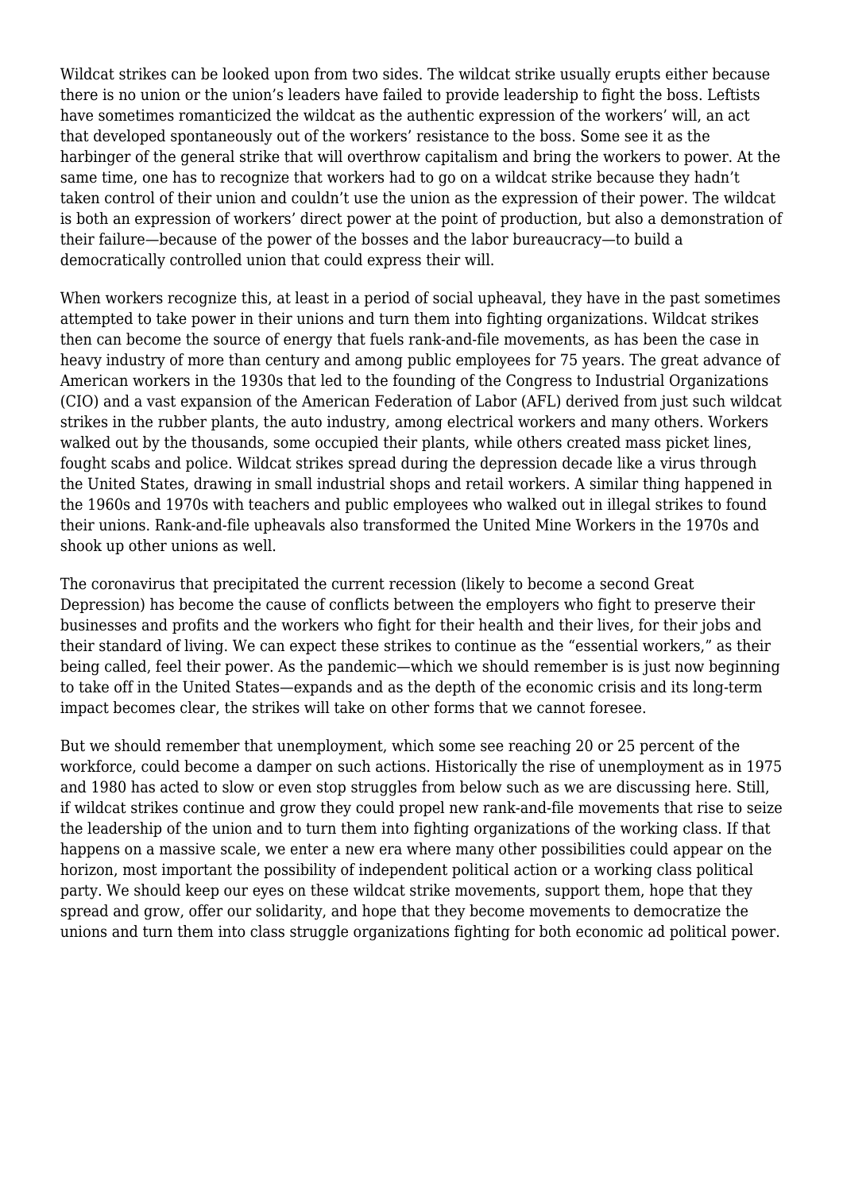Wildcat strikes can be looked upon from two sides. The wildcat strike usually erupts either because there is no union or the union's leaders have failed to provide leadership to fight the boss. Leftists have sometimes romanticized the wildcat as the authentic expression of the workers' will, an act that developed spontaneously out of the workers' resistance to the boss. Some see it as the harbinger of the general strike that will overthrow capitalism and bring the workers to power. At the same time, one has to recognize that workers had to go on a wildcat strike because they hadn't taken control of their union and couldn't use the union as the expression of their power. The wildcat is both an expression of workers' direct power at the point of production, but also a demonstration of their failure—because of the power of the bosses and the labor bureaucracy—to build a democratically controlled union that could express their will.

When workers recognize this, at least in a period of social upheaval, they have in the past sometimes attempted to take power in their unions and turn them into fighting organizations. Wildcat strikes then can become the source of energy that fuels rank-and-file movements, as has been the case in heavy industry of more than century and among public employees for 75 years. The great advance of American workers in the 1930s that led to the founding of the Congress to Industrial Organizations (CIO) and a vast expansion of the American Federation of Labor (AFL) derived from just such wildcat strikes in the rubber plants, the auto industry, among electrical workers and many others. Workers walked out by the thousands, some occupied their plants, while others created mass picket lines, fought scabs and police. Wildcat strikes spread during the depression decade like a virus through the United States, drawing in small industrial shops and retail workers. A similar thing happened in the 1960s and 1970s with teachers and public employees who walked out in illegal strikes to found their unions. Rank-and-file upheavals also transformed the United Mine Workers in the 1970s and shook up other unions as well.

The coronavirus that precipitated the current recession (likely to become a second Great Depression) has become the cause of conflicts between the employers who fight to preserve their businesses and profits and the workers who fight for their health and their lives, for their jobs and their standard of living. We can expect these strikes to continue as the "essential workers," as their being called, feel their power. As the pandemic—which we should remember is is just now beginning to take off in the United States—expands and as the depth of the economic crisis and its long-term impact becomes clear, the strikes will take on other forms that we cannot foresee.

But we should remember that unemployment, which some see reaching 20 or 25 percent of the workforce, could become a damper on such actions. Historically the rise of unemployment as in 1975 and 1980 has acted to slow or even stop struggles from below such as we are discussing here. Still, if wildcat strikes continue and grow they could propel new rank-and-file movements that rise to seize the leadership of the union and to turn them into fighting organizations of the working class. If that happens on a massive scale, we enter a new era where many other possibilities could appear on the horizon, most important the possibility of independent political action or a working class political party. We should keep our eyes on these wildcat strike movements, support them, hope that they spread and grow, offer our solidarity, and hope that they become movements to democratize the unions and turn them into class struggle organizations fighting for both economic ad political power.